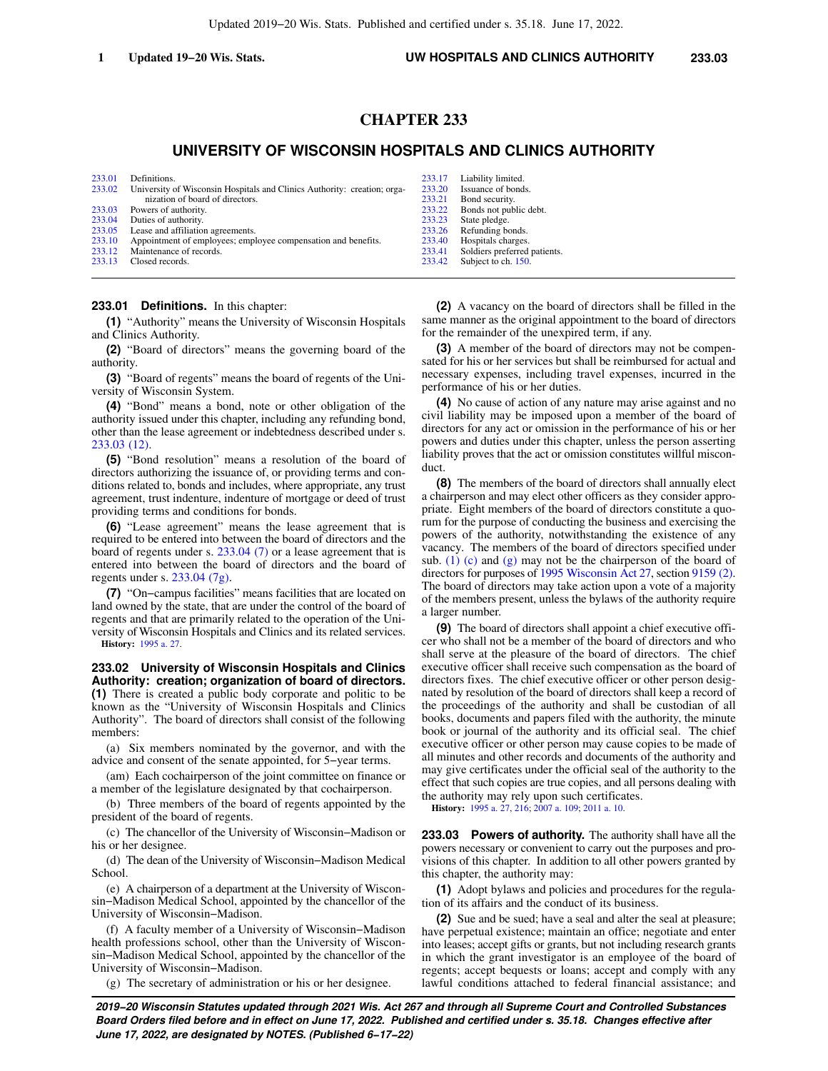# CHAPTER 233

## UNIVERSITY OF WISCONSIN HOSPITALS AND CLINICS AUTHORITY

| | | | |
|---|---|---|---|
| 233.01 | Definitions. | 233.17 | Liability limited. |
| 233.02 | University of Wisconsin Hospitals and Clinics Authority: creation; organization of board of directors. | 233.20 | Issuance of bonds. |
| 233.03 | Powers of authority. | 233.21 | Bond security. |
| 233.04 | Duties of authority. | 233.22 | Bonds not public debt. |
| 233.05 | Lease and affiliation agreements. | 233.23 | State pledge. |
| 233.10 | Appointment of employees; employee compensation and benefits. | 233.26 | Refunding bonds. |
| 233.12 | Maintenance of records. | 233.40 | Hospitals charges. |
| 233.13 | Closed records. | 233.41 | Soldiers preferred patients. |
| | | 233.42 | Subject to ch. 150. |

**233.01 Definitions.** In this chapter:

**(1)** "Authority" means the University of Wisconsin Hospitals and Clinics Authority.

**(2)** "Board of directors" means the governing board of the authority.

**(3)** "Board of regents" means the board of regents of the University of Wisconsin System.

**(4)** "Bond" means a bond, note or other obligation of the authority issued under this chapter, including any refunding bond, other than the lease agreement or indebtedness described under s. 233.03 (12).

**(5)** "Bond resolution" means a resolution of the board of directors authorizing the issuance of, or providing terms and conditions related to, bonds and includes, where appropriate, any trust agreement, trust indenture, indenture of mortgage or deed of trust providing terms and conditions for bonds.

**(6)** "Lease agreement" means the lease agreement that is required to be entered into between the board of directors and the board of regents under s. 233.04 (7) or a lease agreement that is entered into between the board of directors and the board of regents under s. 233.04 (7g).

**(7)** "On–campus facilities" means facilities that are located on land owned by the state, that are under the control of the board of regents and that are primarily related to the operation of the University of Wisconsin Hospitals and Clinics and its related services.

**History:** 1995 a. 27.

**233.02 University of Wisconsin Hospitals and Clinics Authority: creation; organization of board of directors.** **(1)** There is created a public body corporate and politic to be known as the "University of Wisconsin Hospitals and Clinics Authority". The board of directors shall consist of the following members:

(a) Six members nominated by the governor, and with the advice and consent of the senate appointed, for 5–year terms.

(am) Each cochairperson of the joint committee on finance or a member of the legislature designated by that cochairperson.

(b) Three members of the board of regents appointed by the president of the board of regents.

(c) The chancellor of the University of Wisconsin–Madison or his or her designee.

(d) The dean of the University of Wisconsin–Madison Medical School.

(e) A chairperson of a department at the University of Wisconsin–Madison Medical School, appointed by the chancellor of the University of Wisconsin–Madison.

(f) A faculty member of a University of Wisconsin–Madison health professions school, other than the University of Wisconsin–Madison Medical School, appointed by the chancellor of the University of Wisconsin–Madison.

(g) The secretary of administration or his or her designee.

**(2)** A vacancy on the board of directors shall be filled in the same manner as the original appointment to the board of directors for the remainder of the unexpired term, if any.

**(3)** A member of the board of directors may not be compensated for his or her services but shall be reimbursed for actual and necessary expenses, including travel expenses, incurred in the performance of his or her duties.

**(4)** No cause of action of any nature may arise against and no civil liability may be imposed upon a member of the board of directors for any act or omission in the performance of his or her powers and duties under this chapter, unless the person asserting liability proves that the act or omission constitutes willful misconduct.

**(8)** The members of the board of directors shall annually elect a chairperson and may elect other officers as they consider appropriate. Eight members of the board of directors constitute a quorum for the purpose of conducting the business and exercising the powers of the authority, notwithstanding the existence of any vacancy. The members of the board of directors specified under sub. (1) (c) and (g) may not be the chairperson of the board of directors for purposes of 1995 Wisconsin Act 27, section 9159 (2). The board of directors may take action upon a vote of a majority of the members present, unless the bylaws of the authority require a larger number.

**(9)** The board of directors shall appoint a chief executive officer who shall not be a member of the board of directors and who shall serve at the pleasure of the board of directors. The chief executive officer shall receive such compensation as the board of directors fixes. The chief executive officer or other person designated by resolution of the board of directors shall keep a record of the proceedings of the authority and shall be custodian of all books, documents and papers filed with the authority, the minute book or journal of the authority and its official seal. The chief executive officer or other person may cause copies to be made of all minutes and other records and documents of the authority and may give certificates under the official seal of the authority to the effect that such copies are true copies, and all persons dealing with the authority may rely upon such certificates.

**History:** 1995 a. 27, 216; 2007 a. 109; 2011 a. 10.

**233.03 Powers of authority.** The authority shall have all the powers necessary or convenient to carry out the purposes and provisions of this chapter. In addition to all other powers granted by this chapter, the authority may:

**(1)** Adopt bylaws and policies and procedures for the regulation of its affairs and the conduct of its business.

**(2)** Sue and be sued; have a seal and alter the seal at pleasure; have perpetual existence; maintain an office; negotiate and enter into leases; accept gifts or grants, but not including research grants in which the grant investigator is an employee of the board of regents; accept bequests or loans; accept and comply with any lawful conditions attached to federal financial assistance; and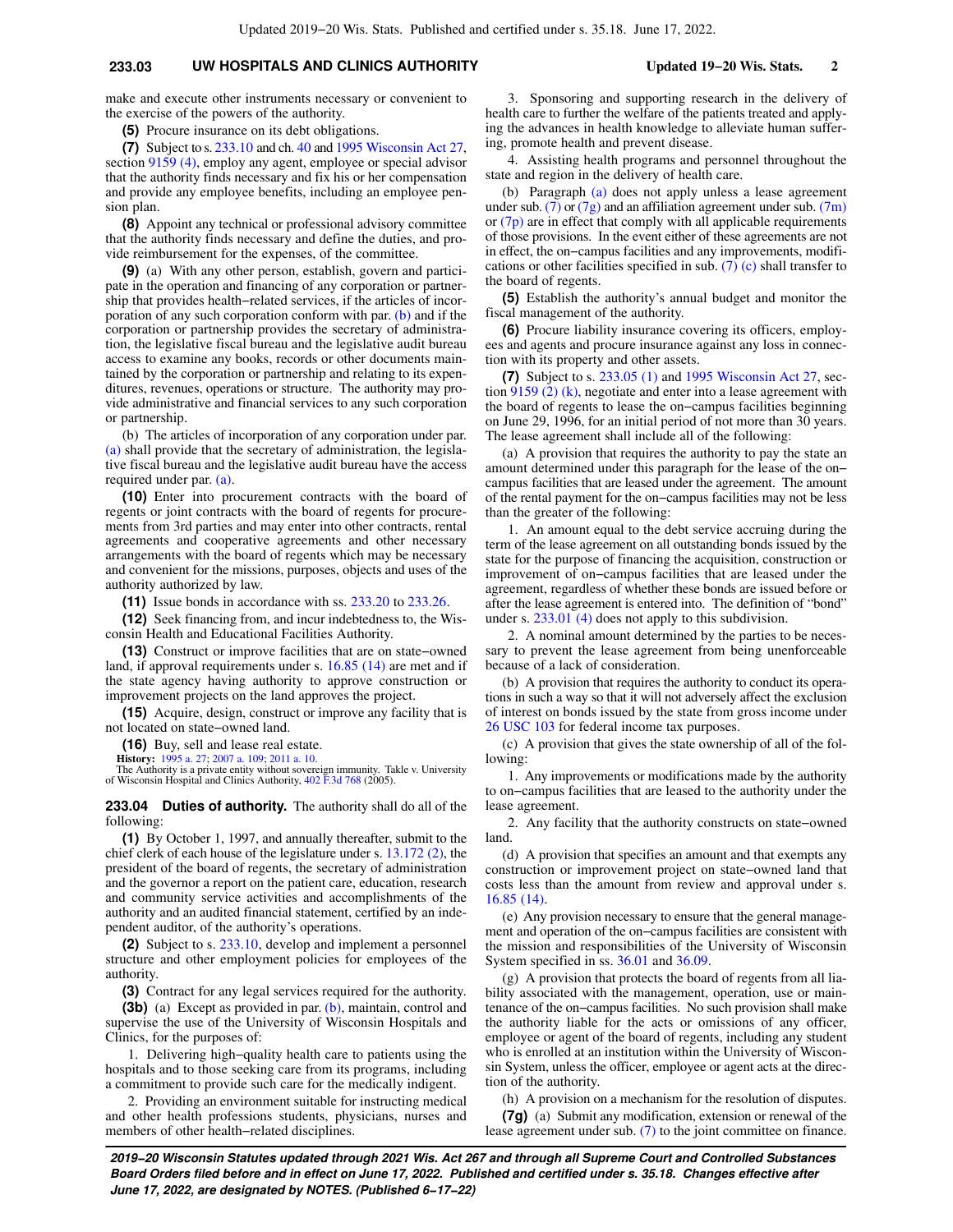make and execute other instruments necessary or convenient to the exercise of the powers of the authority.

**(5)** Procure insurance on its debt obligations.

**(7)** Subject to s. 233.10 and ch. 40 and 1995 Wisconsin Act 27, section 9159 (4), employ any agent, employee or special advisor that the authority finds necessary and fix his or her compensation and provide any employee benefits, including an employee pension plan.

**(8)** Appoint any technical or professional advisory committee that the authority finds necessary and define the duties, and provide reimbursement for the expenses, of the committee.

**(9)** (a) With any other person, establish, govern and participate in the operation and financing of any corporation or partnership that provides health−related services, if the articles of incorporation of any such corporation conform with par. (b) and if the corporation or partnership provides the secretary of administration, the legislative fiscal bureau and the legislative audit bureau access to examine any books, records or other documents maintained by the corporation or partnership and relating to its expenditures, revenues, operations or structure. The authority may provide administrative and financial services to any such corporation or partnership.

(b) The articles of incorporation of any corporation under par. (a) shall provide that the secretary of administration, the legislative fiscal bureau and the legislative audit bureau have the access required under par. (a).

**(10)** Enter into procurement contracts with the board of regents or joint contracts with the board of regents for procurements from 3rd parties and may enter into other contracts, rental agreements and cooperative agreements and other necessary arrangements with the board of regents which may be necessary and convenient for the missions, purposes, objects and uses of the authority authorized by law.

**(11)** Issue bonds in accordance with ss. 233.20 to 233.26.

**(12)** Seek financing from, and incur indebtedness to, the Wisconsin Health and Educational Facilities Authority.

**(13)** Construct or improve facilities that are on state−owned land, if approval requirements under s. 16.85 (14) are met and if the state agency having authority to approve construction or improvement projects on the land approves the project.

**(15)** Acquire, design, construct or improve any facility that is not located on state−owned land.

**(16)** Buy, sell and lease real estate.

**History:** 1995 a. 27; 2007 a. 109; 2011 a. 10.

The Authority is a private entity without sovereign immunity. Takle v. University of Wisconsin Hospital and Clinics Authority, 402 F.3d 768 (2005).

**233.04 Duties of authority.** The authority shall do all of the following:

**(1)** By October 1, 1997, and annually thereafter, submit to the chief clerk of each house of the legislature under s. 13.172 (2), the president of the board of regents, the secretary of administration and the governor a report on the patient care, education, research and community service activities and accomplishments of the authority and an audited financial statement, certified by an independent auditor, of the authority's operations.

**(2)** Subject to s. 233.10, develop and implement a personnel structure and other employment policies for employees of the authority.

**(3)** Contract for any legal services required for the authority.

**(3b)** (a) Except as provided in par. (b), maintain, control and supervise the use of the University of Wisconsin Hospitals and Clinics, for the purposes of:

1. Delivering high−quality health care to patients using the hospitals and to those seeking care from its programs, including a commitment to provide such care for the medically indigent.

2. Providing an environment suitable for instructing medical and other health professions students, physicians, nurses and members of other health−related disciplines.

3. Sponsoring and supporting research in the delivery of health care to further the welfare of the patients treated and applying the advances in health knowledge to alleviate human suffering, promote health and prevent disease.

4. Assisting health programs and personnel throughout the state and region in the delivery of health care.

(b) Paragraph (a) does not apply unless a lease agreement under sub. (7) or (7g) and an affiliation agreement under sub. (7m) or (7p) are in effect that comply with all applicable requirements of those provisions. In the event either of these agreements are not in effect, the on−campus facilities and any improvements, modifications or other facilities specified in sub. (7) (c) shall transfer to the board of regents.

**(5)** Establish the authority's annual budget and monitor the fiscal management of the authority.

**(6)** Procure liability insurance covering its officers, employees and agents and procure insurance against any loss in connection with its property and other assets.

**(7)** Subject to s. 233.05 (1) and 1995 Wisconsin Act 27, section 9159 (2) (k), negotiate and enter into a lease agreement with the board of regents to lease the on−campus facilities beginning on June 29, 1996, for an initial period of not more than 30 years. The lease agreement shall include all of the following:

(a) A provision that requires the authority to pay the state an amount determined under this paragraph for the lease of the on−campus facilities that are leased under the agreement. The amount of the rental payment for the on−campus facilities may not be less than the greater of the following:

1. An amount equal to the debt service accruing during the term of the lease agreement on all outstanding bonds issued by the state for the purpose of financing the acquisition, construction or improvement of on−campus facilities that are leased under the agreement, regardless of whether these bonds are issued before or after the lease agreement is entered into. The definition of "bond" under s. 233.01 (4) does not apply to this subdivision.

2. A nominal amount determined by the parties to be necessary to prevent the lease agreement from being unenforceable because of a lack of consideration.

(b) A provision that requires the authority to conduct its operations in such a way so that it will not adversely affect the exclusion of interest on bonds issued by the state from gross income under 26 USC 103 for federal income tax purposes.

(c) A provision that gives the state ownership of all of the following:

1. Any improvements or modifications made by the authority to on−campus facilities that are leased to the authority under the lease agreement.

2. Any facility that the authority constructs on state−owned land.

(d) A provision that specifies an amount and that exempts any construction or improvement project on state−owned land that costs less than the amount from review and approval under s. 16.85 (14).

(e) Any provision necessary to ensure that the general management and operation of the on−campus facilities are consistent with the mission and responsibilities of the University of Wisconsin System specified in ss. 36.01 and 36.09.

(g) A provision that protects the board of regents from all liability associated with the management, operation, use or maintenance of the on−campus facilities. No such provision shall make the authority liable for the acts or omissions of any officer, employee or agent of the board of regents, including any student who is enrolled at an institution within the University of Wisconsin System, unless the officer, employee or agent acts at the direction of the authority.

(h) A provision on a mechanism for the resolution of disputes.

**(7g)** (a) Submit any modification, extension or renewal of the lease agreement under sub. (7) to the joint committee on finance.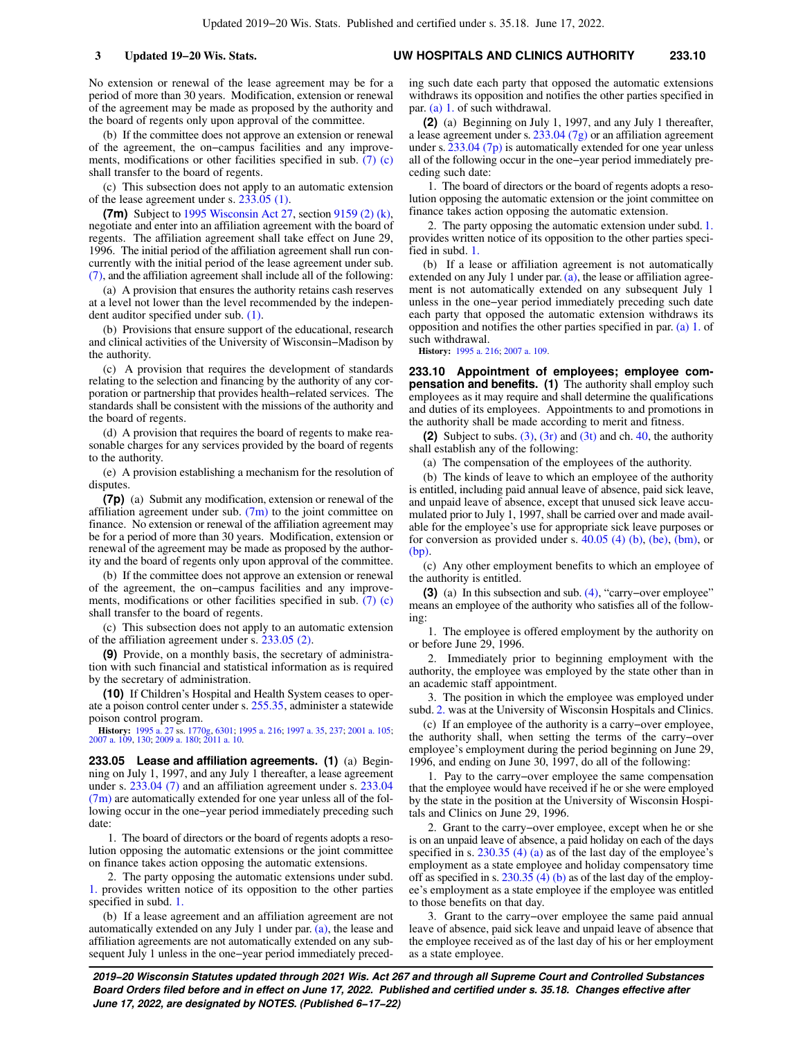No extension or renewal of the lease agreement may be for a period of more than 30 years. Modification, extension or renewal of the agreement may be made as proposed by the authority and the board of regents only upon approval of the committee.

(b) If the committee does not approve an extension or renewal of the agreement, the on−campus facilities and any improvements, modifications or other facilities specified in sub. (7) (c) shall transfer to the board of regents.

(c) This subsection does not apply to an automatic extension of the lease agreement under s. 233.05 (1).

**(7m)** Subject to 1995 Wisconsin Act 27, section 9159 (2) (k), negotiate and enter into an affiliation agreement with the board of regents. The affiliation agreement shall take effect on June 29, 1996. The initial period of the affiliation agreement shall run concurrently with the initial period of the lease agreement under sub. (7), and the affiliation agreement shall include all of the following:

(a) A provision that ensures the authority retains cash reserves at a level not lower than the level recommended by the independent auditor specified under sub. (1).

(b) Provisions that ensure support of the educational, research and clinical activities of the University of Wisconsin−Madison by the authority.

(c) A provision that requires the development of standards relating to the selection and financing by the authority of any corporation or partnership that provides health−related services. The standards shall be consistent with the missions of the authority and the board of regents.

(d) A provision that requires the board of regents to make reasonable charges for any services provided by the board of regents to the authority.

(e) A provision establishing a mechanism for the resolution of disputes.

**(7p)** (a) Submit any modification, extension or renewal of the affiliation agreement under sub. (7m) to the joint committee on finance. No extension or renewal of the affiliation agreement may be for a period of more than 30 years. Modification, extension or renewal of the agreement may be made as proposed by the authority and the board of regents only upon approval of the committee.

(b) If the committee does not approve an extension or renewal of the agreement, the on−campus facilities and any improvements, modifications or other facilities specified in sub. (7) (c) shall transfer to the board of regents.

(c) This subsection does not apply to an automatic extension of the affiliation agreement under s. 233.05 (2).

**(9)** Provide, on a monthly basis, the secretary of administration with such financial and statistical information as is required by the secretary of administration.

**(10)** If Children's Hospital and Health System ceases to operate a poison control center under s. 255.35, administer a statewide poison control program.

**History:** 1995 a. 27 ss. 1770g, 6301; 1995 a. 216; 1997 a. 35, 237; 2001 a. 105; 2007 a. 109, 130; 2009 a. 180; 2011 a. 10.

**233.05 Lease and affiliation agreements.** **(1)** (a) Beginning on July 1, 1997, and any July 1 thereafter, a lease agreement under s. 233.04 (7) and an affiliation agreement under s. 233.04 (7m) are automatically extended for one year unless all of the following occur in the one−year period immediately preceding such date:

1. The board of directors or the board of regents adopts a resolution opposing the automatic extensions or the joint committee on finance takes action opposing the automatic extensions.

2. The party opposing the automatic extensions under subd. 1. provides written notice of its opposition to the other parties specified in subd. 1.

(b) If a lease agreement and an affiliation agreement are not automatically extended on any July 1 under par. (a), the lease and affiliation agreements are not automatically extended on any subsequent July 1 unless in the one−year period immediately preceding such date each party that opposed the automatic extensions withdraws its opposition and notifies the other parties specified in par. (a) 1. of such withdrawal.

**(2)** (a) Beginning on July 1, 1997, and any July 1 thereafter, a lease agreement under s. 233.04 (7g) or an affiliation agreement under s. 233.04 (7p) is automatically extended for one year unless all of the following occur in the one−year period immediately preceding such date:

1. The board of directors or the board of regents adopts a resolution opposing the automatic extension or the joint committee on finance takes action opposing the automatic extension.

2. The party opposing the automatic extension under subd. 1. provides written notice of its opposition to the other parties specified in subd. 1.

(b) If a lease or affiliation agreement is not automatically extended on any July 1 under par. (a), the lease or affiliation agreement is not automatically extended on any subsequent July 1 unless in the one−year period immediately preceding such date each party that opposed the automatic extension withdraws its opposition and notifies the other parties specified in par. (a) 1. of such withdrawal.

**History:** 1995 a. 216; 2007 a. 109.

**233.10 Appointment of employees; employee compensation and benefits.** **(1)** The authority shall employ such employees as it may require and shall determine the qualifications and duties of its employees. Appointments to and promotions in the authority shall be made according to merit and fitness.

**(2)** Subject to subs. (3), (3r) and (3t) and ch. 40, the authority shall establish any of the following:

(a) The compensation of the employees of the authority.

(b) The kinds of leave to which an employee of the authority is entitled, including paid annual leave of absence, paid sick leave, and unpaid leave of absence, except that unused sick leave accumulated prior to July 1, 1997, shall be carried over and made available for the employee's use for appropriate sick leave purposes or for conversion as provided under s. 40.05 (4) (b), (be), (bm), or (bp).

(c) Any other employment benefits to which an employee of the authority is entitled.

**(3)** (a) In this subsection and sub. (4), "carry−over employee" means an employee of the authority who satisfies all of the following:

1. The employee is offered employment by the authority on or before June 29, 1996.

2. Immediately prior to beginning employment with the authority, the employee was employed by the state other than in an academic staff appointment.

3. The position in which the employee was employed under subd. 2. was at the University of Wisconsin Hospitals and Clinics.

(c) If an employee of the authority is a carry−over employee, the authority shall, when setting the terms of the carry−over employee's employment during the period beginning on June 29, 1996, and ending on June 30, 1997, do all of the following:

1. Pay to the carry−over employee the same compensation that the employee would have received if he or she were employed by the state in the position at the University of Wisconsin Hospitals and Clinics on June 29, 1996.

2. Grant to the carry−over employee, except when he or she is on an unpaid leave of absence, a paid holiday on each of the days specified in s. 230.35 (4) (a) as of the last day of the employee's employment as a state employee and holiday compensatory time off as specified in s. 230.35 (4) (b) as of the last day of the employee's employment as a state employee if the employee was entitled to those benefits on that day.

3. Grant to the carry−over employee the same paid annual leave of absence, paid sick leave and unpaid leave of absence that the employee received as of the last day of his or her employment as a state employee.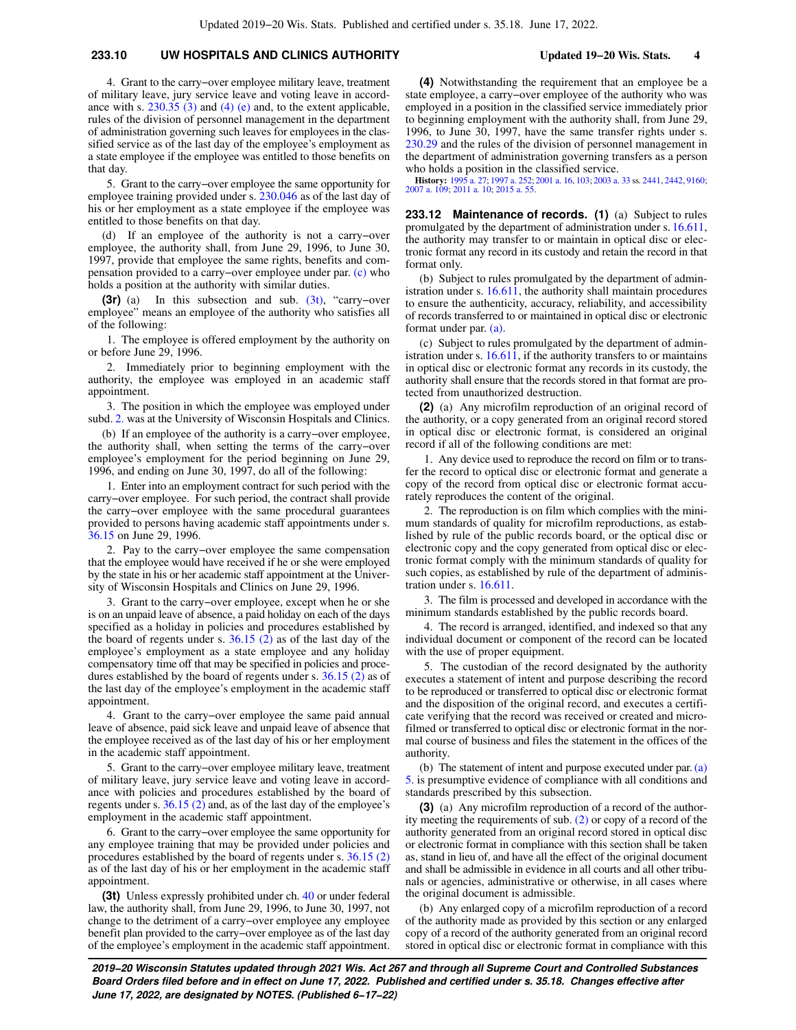4. Grant to the carry−over employee military leave, treatment of military leave, jury service leave and voting leave in accordance with s. 230.35 (3) and (4) (e) and, to the extent applicable, rules of the division of personnel management in the department of administration governing such leaves for employees in the classified service as of the last day of the employee's employment as a state employee if the employee was entitled to those benefits on that day.

5. Grant to the carry−over employee the same opportunity for employee training provided under s. 230.046 as of the last day of his or her employment as a state employee if the employee was entitled to those benefits on that day.

(d) If an employee of the authority is not a carry−over employee, the authority shall, from June 29, 1996, to June 30, 1997, provide that employee the same rights, benefits and compensation provided to a carry−over employee under par. (c) who holds a position at the authority with similar duties.

**(3r)** (a) In this subsection and sub. (3t), "carry−over employee" means an employee of the authority who satisfies all of the following:

1. The employee is offered employment by the authority on or before June 29, 1996.

2. Immediately prior to beginning employment with the authority, the employee was employed in an academic staff appointment.

3. The position in which the employee was employed under subd. 2. was at the University of Wisconsin Hospitals and Clinics.

(b) If an employee of the authority is a carry−over employee, the authority shall, when setting the terms of the carry−over employee's employment for the period beginning on June 29, 1996, and ending on June 30, 1997, do all of the following:

1. Enter into an employment contract for such period with the carry−over employee. For such period, the contract shall provide the carry−over employee with the same procedural guarantees provided to persons having academic staff appointments under s. 36.15 on June 29, 1996.

2. Pay to the carry−over employee the same compensation that the employee would have received if he or she were employed by the state in his or her academic staff appointment at the University of Wisconsin Hospitals and Clinics on June 29, 1996.

3. Grant to the carry−over employee, except when he or she is on an unpaid leave of absence, a paid holiday on each of the days specified as a holiday in policies and procedures established by the board of regents under s. 36.15 (2) as of the last day of the employee's employment as a state employee and any holiday compensatory time off that may be specified in policies and procedures established by the board of regents under s. 36.15 (2) as of the last day of the employee's employment in the academic staff appointment.

4. Grant to the carry−over employee the same paid annual leave of absence, paid sick leave and unpaid leave of absence that the employee received as of the last day of his or her employment in the academic staff appointment.

5. Grant to the carry−over employee military leave, treatment of military leave, jury service leave and voting leave in accordance with policies and procedures established by the board of regents under s. 36.15 (2) and, as of the last day of the employee's employment in the academic staff appointment.

6. Grant to the carry−over employee the same opportunity for any employee training that may be provided under policies and procedures established by the board of regents under s. 36.15 (2) as of the last day of his or her employment in the academic staff appointment.

**(3t)** Unless expressly prohibited under ch. 40 or under federal law, the authority shall, from June 29, 1996, to June 30, 1997, not change to the detriment of a carry−over employee any employee benefit plan provided to the carry−over employee as of the last day of the employee's employment in the academic staff appointment.

**(4)** Notwithstanding the requirement that an employee be a state employee, a carry−over employee of the authority who was employed in a position in the classified service immediately prior to beginning employment with the authority shall, from June 29, 1996, to June 30, 1997, have the same transfer rights under s. 230.29 and the rules of the division of personnel management in the department of administration governing transfers as a person who holds a position in the classified service.

**History:** 1995 a. 27; 1997 a. 252; 2001 a. 16, 103; 2003 a. 33 ss. 2441, 2442, 9160; 2007 a. 109; 2011 a. 10; 2015 a. 55.

**233.12 Maintenance of records. (1)** (a) Subject to rules promulgated by the department of administration under s. 16.611, the authority may transfer to or maintain in optical disc or electronic format any record in its custody and retain the record in that format only.

(b) Subject to rules promulgated by the department of administration under s. 16.611, the authority shall maintain procedures to ensure the authenticity, accuracy, reliability, and accessibility of records transferred to or maintained in optical disc or electronic format under par. (a).

(c) Subject to rules promulgated by the department of administration under s. 16.611, if the authority transfers to or maintains in optical disc or electronic format any records in its custody, the authority shall ensure that the records stored in that format are protected from unauthorized destruction.

**(2)** (a) Any microfilm reproduction of an original record of the authority, or a copy generated from an original record stored in optical disc or electronic format, is considered an original record if all of the following conditions are met:

1. Any device used to reproduce the record on film or to transfer the record to optical disc or electronic format and generate a copy of the record from optical disc or electronic format accurately reproduces the content of the original.

2. The reproduction is on film which complies with the minimum standards of quality for microfilm reproductions, as established by rule of the public records board, or the optical disc or electronic copy and the copy generated from optical disc or electronic format comply with the minimum standards of quality for such copies, as established by rule of the department of administration under s. 16.611.

3. The film is processed and developed in accordance with the minimum standards established by the public records board.

4. The record is arranged, identified, and indexed so that any individual document or component of the record can be located with the use of proper equipment.

5. The custodian of the record designated by the authority executes a statement of intent and purpose describing the record to be reproduced or transferred to optical disc or electronic format and the disposition of the original record, and executes a certificate verifying that the record was received or created and microfilmed or transferred to optical disc or electronic format in the normal course of business and files the statement in the offices of the authority.

(b) The statement of intent and purpose executed under par. (a) 5. is presumptive evidence of compliance with all conditions and standards prescribed by this subsection.

**(3)** (a) Any microfilm reproduction of a record of the authority meeting the requirements of sub. (2) or copy of a record of the authority generated from an original record stored in optical disc or electronic format in compliance with this section shall be taken as, stand in lieu of, and have all the effect of the original document and shall be admissible in evidence in all courts and all other tribunals or agencies, administrative or otherwise, in all cases where the original document is admissible.

(b) Any enlarged copy of a microfilm reproduction of a record of the authority made as provided by this section or any enlarged copy of a record of the authority generated from an original record stored in optical disc or electronic format in compliance with this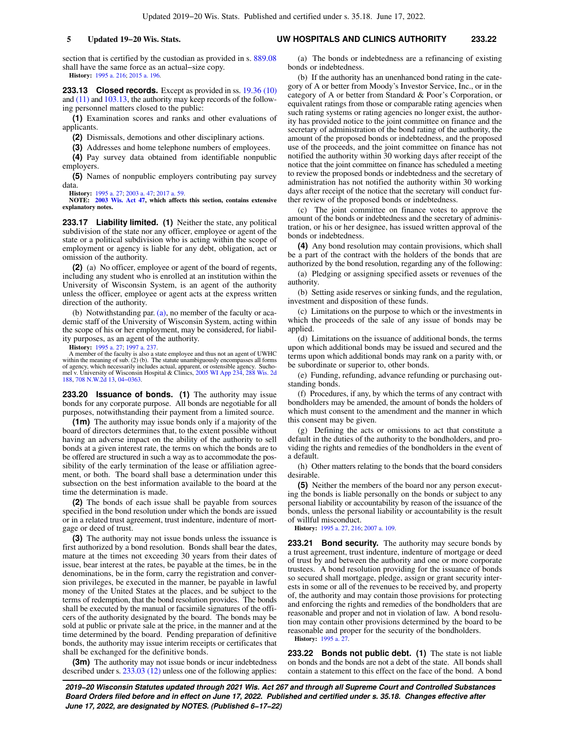section that is certified by the custodian as provided in s. 889.08 shall have the same force as an actual−size copy.

**History:** 1995 a. 216; 2015 a. 196.

**233.13 Closed records.** Except as provided in ss. 19.36 (10) and (11) and 103.13, the authority may keep records of the following personnel matters closed to the public:

**(1)** Examination scores and ranks and other evaluations of applicants.

**(2)** Dismissals, demotions and other disciplinary actions.

**(3)** Addresses and home telephone numbers of employees.

**(4)** Pay survey data obtained from identifiable nonpublic employers.

**(5)** Names of nonpublic employers contributing pay survey data.

**History:** 1995 a. 27; 2003 a. 47; 2017 a. 59.

**NOTE: 2003 Wis. Act 47, which affects this section, contains extensive explanatory notes.**

**233.17 Liability limited. (1)** Neither the state, any political subdivision of the state nor any officer, employee or agent of the state or a political subdivision who is acting within the scope of employment or agency is liable for any debt, obligation, act or omission of the authority.

**(2)** (a) No officer, employee or agent of the board of regents, including any student who is enrolled at an institution within the University of Wisconsin System, is an agent of the authority unless the officer, employee or agent acts at the express written direction of the authority.

(b) Notwithstanding par. (a), no member of the faculty or academic staff of the University of Wisconsin System, acting within the scope of his or her employment, may be considered, for liability purposes, as an agent of the authority.

**History:** 1995 a. 27; 1997 a. 237.

A member of the faculty is also a state employee and thus not an agent of UWHC within the meaning of sub. (2) (b). The statute unambiguously encompasses all forms of agency, which necessarily includes actual, apparent, or ostensible agency. Suchomel v. University of Wisconsin Hospital & Clinics, 2005 WI App 234, 288 Wis. 2d 188, 708 N.W.2d 13, 04−0363.

**233.20 Issuance of bonds. (1)** The authority may issue bonds for any corporate purpose. All bonds are negotiable for all purposes, notwithstanding their payment from a limited source.

**(1m)** The authority may issue bonds only if a majority of the board of directors determines that, to the extent possible without having an adverse impact on the ability of the authority to sell bonds at a given interest rate, the terms on which the bonds are to be offered are structured in such a way as to accommodate the possibility of the early termination of the lease or affiliation agreement, or both. The board shall base a determination under this subsection on the best information available to the board at the time the determination is made.

**(2)** The bonds of each issue shall be payable from sources specified in the bond resolution under which the bonds are issued or in a related trust agreement, trust indenture, indenture of mortgage or deed of trust.

**(3)** The authority may not issue bonds unless the issuance is first authorized by a bond resolution. Bonds shall bear the dates, mature at the times not exceeding 30 years from their dates of issue, bear interest at the rates, be payable at the times, be in the denominations, be in the form, carry the registration and conversion privileges, be executed in the manner, be payable in lawful money of the United States at the places, and be subject to the terms of redemption, that the bond resolution provides. The bonds shall be executed by the manual or facsimile signatures of the officers of the authority designated by the board. The bonds may be sold at public or private sale at the price, in the manner and at the time determined by the board. Pending preparation of definitive bonds, the authority may issue interim receipts or certificates that shall be exchanged for the definitive bonds.

**(3m)** The authority may not issue bonds or incur indebtedness described under s. 233.03 (12) unless one of the following applies:

(a) The bonds or indebtedness are a refinancing of existing bonds or indebtedness.

(b) If the authority has an unenhanced bond rating in the category of A or better from Moody's Investor Service, Inc., or in the category of A or better from Standard & Poor's Corporation, or equivalent ratings from those or comparable rating agencies when such rating systems or rating agencies no longer exist, the authority has provided notice to the joint committee on finance and the secretary of administration of the bond rating of the authority, the amount of the proposed bonds or indebtedness, and the proposed use of the proceeds, and the joint committee on finance has not notified the authority within 30 working days after receipt of the notice that the joint committee on finance has scheduled a meeting to review the proposed bonds or indebtedness and the secretary of administration has not notified the authority within 30 working days after receipt of the notice that the secretary will conduct further review of the proposed bonds or indebtedness.

(c) The joint committee on finance votes to approve the amount of the bonds or indebtedness and the secretary of administration, or his or her designee, has issued written approval of the bonds or indebtedness.

**(4)** Any bond resolution may contain provisions, which shall be a part of the contract with the holders of the bonds that are authorized by the bond resolution, regarding any of the following:

(a) Pledging or assigning specified assets or revenues of the authority.

(b) Setting aside reserves or sinking funds, and the regulation, investment and disposition of these funds.

(c) Limitations on the purpose to which or the investments in which the proceeds of the sale of any issue of bonds may be applied.

(d) Limitations on the issuance of additional bonds, the terms upon which additional bonds may be issued and secured and the terms upon which additional bonds may rank on a parity with, or be subordinate or superior to, other bonds.

(e) Funding, refunding, advance refunding or purchasing outstanding bonds.

(f) Procedures, if any, by which the terms of any contract with bondholders may be amended, the amount of bonds the holders of which must consent to the amendment and the manner in which this consent may be given.

(g) Defining the acts or omissions to act that constitute a default in the duties of the authority to the bondholders, and providing the rights and remedies of the bondholders in the event of a default.

(h) Other matters relating to the bonds that the board considers desirable.

**(5)** Neither the members of the board nor any person executing the bonds is liable personally on the bonds or subject to any personal liability or accountability by reason of the issuance of the bonds, unless the personal liability or accountability is the result of willful misconduct.

**History:** 1995 a. 27, 216; 2007 a. 109.

**233.21 Bond security.** The authority may secure bonds by a trust agreement, trust indenture, indenture of mortgage or deed of trust by and between the authority and one or more corporate trustees. A bond resolution providing for the issuance of bonds so secured shall mortgage, pledge, assign or grant security interests in some or all of the revenues to be received by, and property of, the authority and may contain those provisions for protecting and enforcing the rights and remedies of the bondholders that are reasonable and proper and not in violation of law. A bond resolution may contain other provisions determined by the board to be reasonable and proper for the security of the bondholders.

**History:** 1995 a. 27.

**233.22 Bonds not public debt. (1)** The state is not liable on bonds and the bonds are not a debt of the state. All bonds shall contain a statement to this effect on the face of the bond. A bond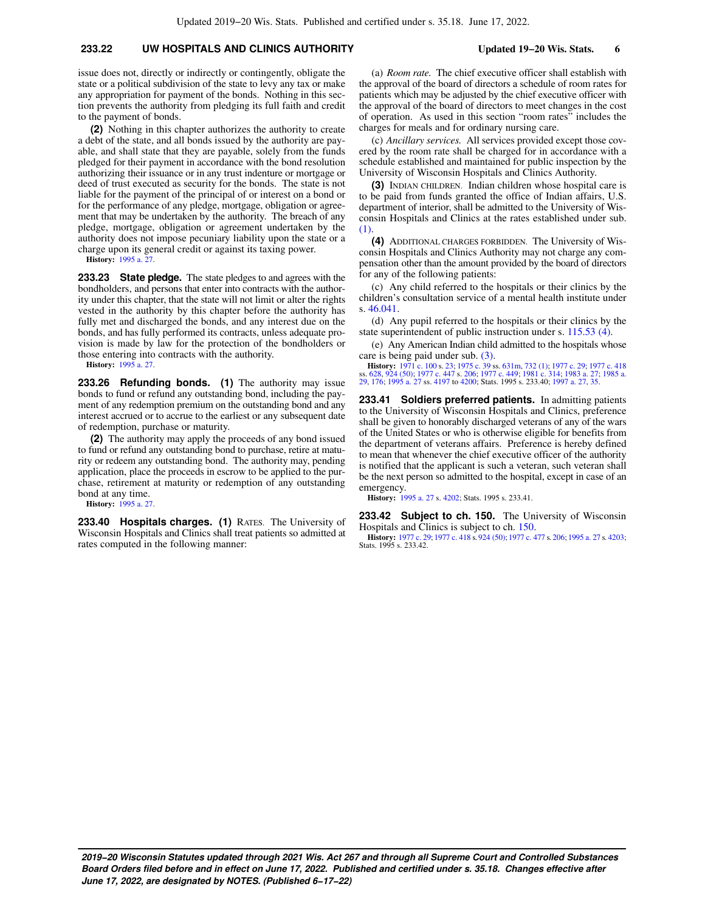issue does not, directly or indirectly or contingently, obligate the state or a political subdivision of the state to levy any tax or make any appropriation for payment of the bonds. Nothing in this section prevents the authority from pledging its full faith and credit to the payment of bonds.

**(2)** Nothing in this chapter authorizes the authority to create a debt of the state, and all bonds issued by the authority are payable, and shall state that they are payable, solely from the funds pledged for their payment in accordance with the bond resolution authorizing their issuance or in any trust indenture or mortgage or deed of trust executed as security for the bonds. The state is not liable for the payment of the principal of or interest on a bond or for the performance of any pledge, mortgage, obligation or agreement that may be undertaken by the authority. The breach of any pledge, mortgage, obligation or agreement undertaken by the authority does not impose pecuniary liability upon the state or a charge upon its general credit or against its taxing power.

**History:** 1995 a. 27.

**233.23 State pledge.** The state pledges to and agrees with the bondholders, and persons that enter into contracts with the authority under this chapter, that the state will not limit or alter the rights vested in the authority by this chapter before the authority has fully met and discharged the bonds, and any interest due on the bonds, and has fully performed its contracts, unless adequate provision is made by law for the protection of the bondholders or those entering into contracts with the authority.

**History:** 1995 a. 27.

**233.26 Refunding bonds. (1)** The authority may issue bonds to fund or refund any outstanding bond, including the payment of any redemption premium on the outstanding bond and any interest accrued or to accrue to the earliest or any subsequent date of redemption, purchase or maturity.

**(2)** The authority may apply the proceeds of any bond issued to fund or refund any outstanding bond to purchase, retire at maturity or redeem any outstanding bond. The authority may, pending application, place the proceeds in escrow to be applied to the purchase, retirement at maturity or redemption of any outstanding bond at any time.

**History:** 1995 a. 27.

**233.40 Hospitals charges. (1)** RATES. The University of Wisconsin Hospitals and Clinics shall treat patients so admitted at rates computed in the following manner:

(a) *Room rate.* The chief executive officer shall establish with the approval of the board of directors a schedule of room rates for patients which may be adjusted by the chief executive officer with the approval of the board of directors to meet changes in the cost of operation. As used in this section "room rates" includes the charges for meals and for ordinary nursing care.

(c) *Ancillary services.* All services provided except those covered by the room rate shall be charged for in accordance with a schedule established and maintained for public inspection by the University of Wisconsin Hospitals and Clinics Authority.

**(3)** INDIAN CHILDREN. Indian children whose hospital care is to be paid from funds granted the office of Indian affairs, U.S. department of interior, shall be admitted to the University of Wisconsin Hospitals and Clinics at the rates established under sub. (1).

**(4)** ADDITIONAL CHARGES FORBIDDEN. The University of Wisconsin Hospitals and Clinics Authority may not charge any compensation other than the amount provided by the board of directors for any of the following patients:

(c) Any child referred to the hospitals or their clinics by the children's consultation service of a mental health institute under s. 46.041.

(d) Any pupil referred to the hospitals or their clinics by the state superintendent of public instruction under s. 115.53 (4).

(e) Any American Indian child admitted to the hospitals whose care is being paid under sub. (3).

**History:** 1971 c. 100 s. 23; 1975 c. 39 ss. 631m, 732 (1); 1977 c. 29; 1977 c. 418 ss. 628, 924 (50); 1977 c. 447 s. 206; 1977 c. 449; 1981 c. 314; 1983 a. 27; 1985 a. 29, 176; 1995 a. 27 ss. 4197 to 4200; Stats. 1995 s. 233.40; 1997 a. 27, 35.

**233.41 Soldiers preferred patients.** In admitting patients to the University of Wisconsin Hospitals and Clinics, preference shall be given to honorably discharged veterans of any of the wars of the United States or who is otherwise eligible for benefits from the department of veterans affairs. Preference is hereby defined to mean that whenever the chief executive officer of the authority is notified that the applicant is such a veteran, such veteran shall be the next person so admitted to the hospital, except in case of an emergency.

**History:** 1995 a. 27 s. 4202; Stats. 1995 s. 233.41.

**233.42 Subject to ch. 150.** The University of Wisconsin Hospitals and Clinics is subject to ch. 150.

**History:** 1977 c. 29; 1977 c. 418 s. 924 (50); 1977 c. 477 s. 206; 1995 a. 27 s. 4203; Stats. 1995 s. 233.42.